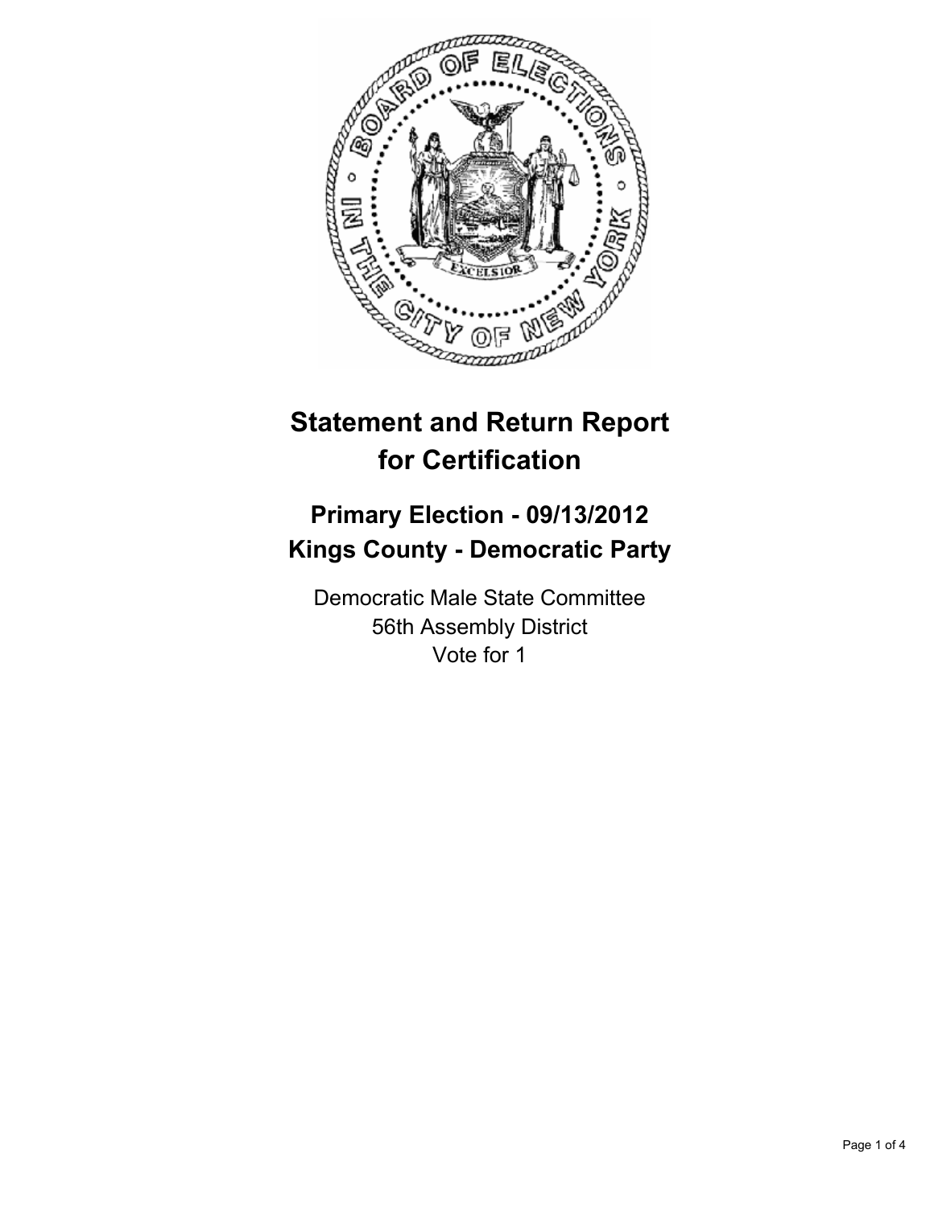# Statement and Return Report for Certification

## Primary Election - 09/13/2012
## Kings County - Democratic Party

Democratic Male State Committee
56th Assembly District
Vote for 1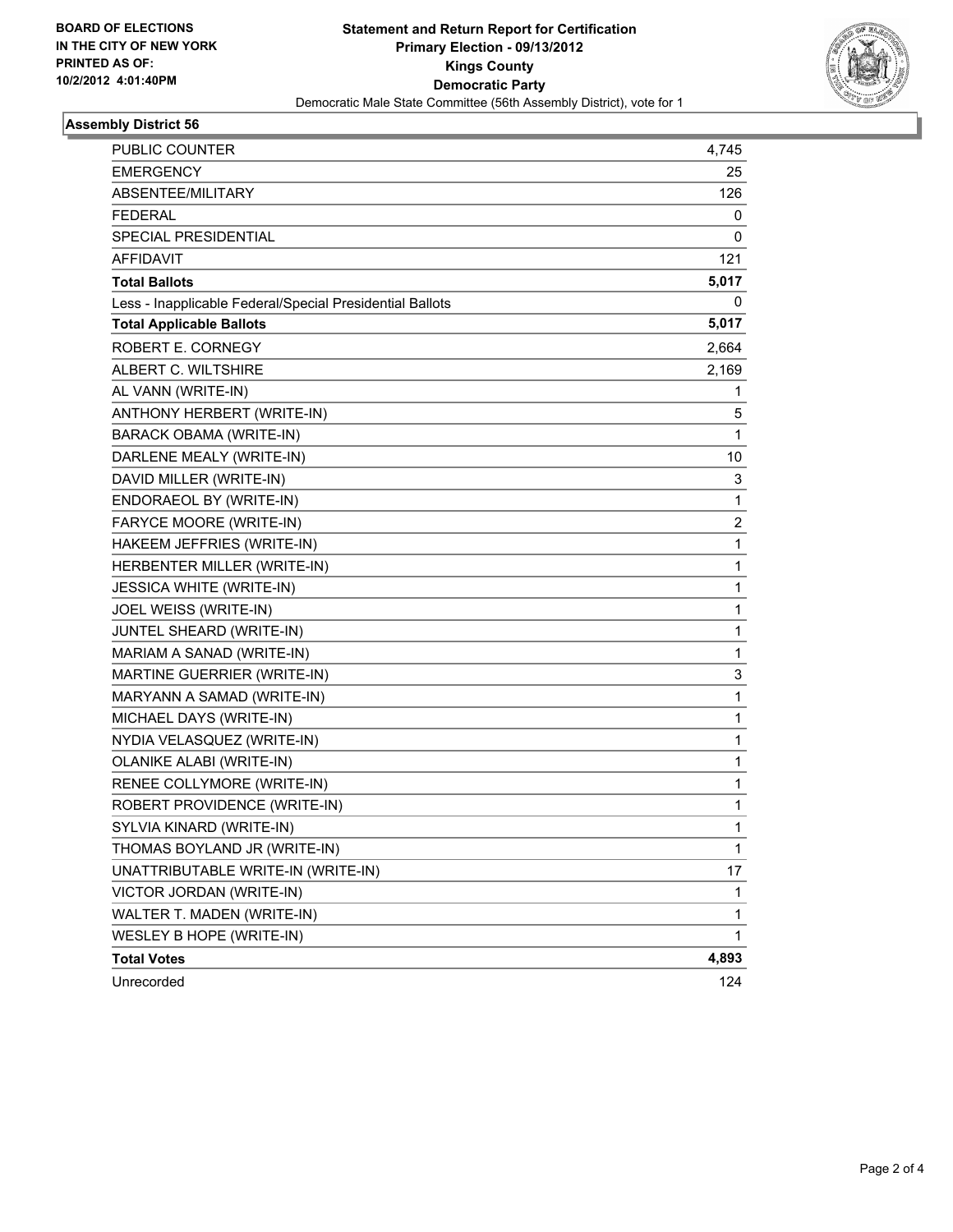BOARD OF ELECTIONS
IN THE CITY OF NEW YORK
PRINTED AS OF:
10/2/2012 4:01:40PM

**Statement and Return Report for Certification**
**Primary Election - 09/13/2012**
**Kings County**
**Democratic Party**
Democratic Male State Committee (56th Assembly District), vote for 1

### Assembly District 56

| | |
|---|---|
| PUBLIC COUNTER | 4,745 |
| EMERGENCY | 25 |
| ABSENTEE/MILITARY | 126 |
| FEDERAL | 0 |
| SPECIAL PRESIDENTIAL | 0 |
| AFFIDAVIT | 121 |
| **Total Ballots** | **5,017** |
| Less - Inapplicable Federal/Special Presidential Ballots | 0 |
| **Total Applicable Ballots** | **5,017** |
| ROBERT E. CORNEGY | 2,664 |
| ALBERT C. WILTSHIRE | 2,169 |
| AL VANN (WRITE-IN) | 1 |
| ANTHONY HERBERT (WRITE-IN) | 5 |
| BARACK OBAMA (WRITE-IN) | 1 |
| DARLENE MEALY (WRITE-IN) | 10 |
| DAVID MILLER (WRITE-IN) | 3 |
| ENDORAEOL BY (WRITE-IN) | 1 |
| FARYCE MOORE (WRITE-IN) | 2 |
| HAKEEM JEFFRIES (WRITE-IN) | 1 |
| HERBENTER MILLER (WRITE-IN) | 1 |
| JESSICA WHITE (WRITE-IN) | 1 |
| JOEL WEISS (WRITE-IN) | 1 |
| JUNTEL SHEARD (WRITE-IN) | 1 |
| MARIAM A SANAD (WRITE-IN) | 1 |
| MARTINE GUERRIER (WRITE-IN) | 3 |
| MARYANN A SAMAD (WRITE-IN) | 1 |
| MICHAEL DAYS (WRITE-IN) | 1 |
| NYDIA VELASQUEZ (WRITE-IN) | 1 |
| OLANIKE ALABI (WRITE-IN) | 1 |
| RENEE COLLYMORE (WRITE-IN) | 1 |
| ROBERT PROVIDENCE (WRITE-IN) | 1 |
| SYLVIA KINARD (WRITE-IN) | 1 |
| THOMAS BOYLAND JR (WRITE-IN) | 1 |
| UNATTRIBUTABLE WRITE-IN (WRITE-IN) | 17 |
| VICTOR JORDAN (WRITE-IN) | 1 |
| WALTER T. MADEN (WRITE-IN) | 1 |
| WESLEY B HOPE (WRITE-IN) | 1 |
| **Total Votes** | **4,893** |
| Unrecorded | 124 |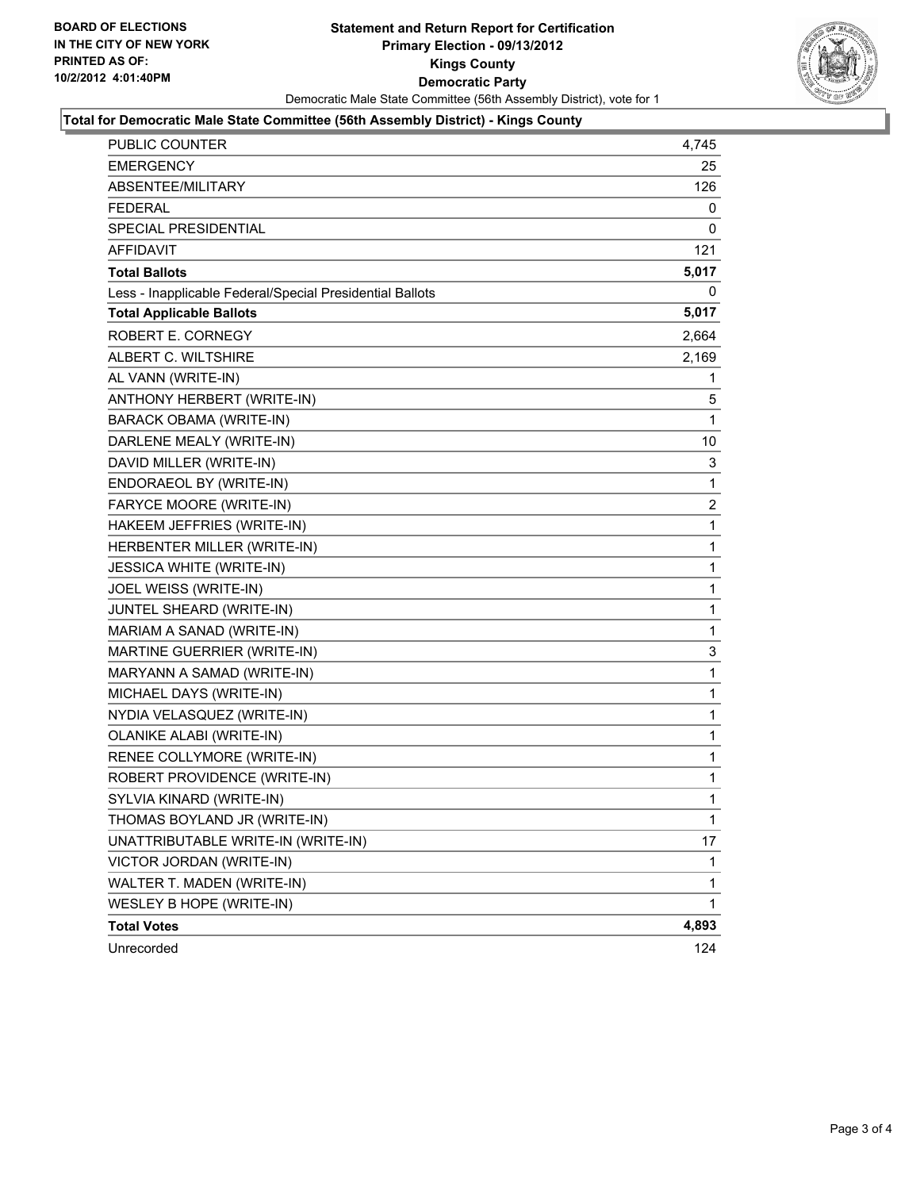BOARD OF ELECTIONS
IN THE CITY OF NEW YORK
PRINTED AS OF:
10/2/2012 4:01:40PM

# Statement and Return Report for Certification
## Primary Election - 09/13/2012
## Kings County
## Democratic Party

Democratic Male State Committee (56th Assembly District), vote for 1

**Total for Democratic Male State Committee (56th Assembly District) - Kings County**

| | |
|---|---|
| PUBLIC COUNTER | 4,745 |
| EMERGENCY | 25 |
| ABSENTEE/MILITARY | 126 |
| FEDERAL | 0 |
| SPECIAL PRESIDENTIAL | 0 |
| AFFIDAVIT | 121 |
| **Total Ballots** | **5,017** |
| Less - Inapplicable Federal/Special Presidential Ballots | 0 |
| **Total Applicable Ballots** | **5,017** |
| ROBERT E. CORNEGY | 2,664 |
| ALBERT C. WILTSHIRE | 2,169 |
| AL VANN (WRITE-IN) | 1 |
| ANTHONY HERBERT (WRITE-IN) | 5 |
| BARACK OBAMA (WRITE-IN) | 1 |
| DARLENE MEALY (WRITE-IN) | 10 |
| DAVID MILLER (WRITE-IN) | 3 |
| ENDORAEOL BY (WRITE-IN) | 1 |
| FARYCE MOORE (WRITE-IN) | 2 |
| HAKEEM JEFFRIES (WRITE-IN) | 1 |
| HERBENTER MILLER (WRITE-IN) | 1 |
| JESSICA WHITE (WRITE-IN) | 1 |
| JOEL WEISS (WRITE-IN) | 1 |
| JUNTEL SHEARD (WRITE-IN) | 1 |
| MARIAM A SANAD (WRITE-IN) | 1 |
| MARTINE GUERRIER (WRITE-IN) | 3 |
| MARYANN A SAMAD (WRITE-IN) | 1 |
| MICHAEL DAYS (WRITE-IN) | 1 |
| NYDIA VELASQUEZ (WRITE-IN) | 1 |
| OLANIKE ALABI (WRITE-IN) | 1 |
| RENEE COLLYMORE (WRITE-IN) | 1 |
| ROBERT PROVIDENCE (WRITE-IN) | 1 |
| SYLVIA KINARD (WRITE-IN) | 1 |
| THOMAS BOYLAND JR (WRITE-IN) | 1 |
| UNATTRIBUTABLE WRITE-IN (WRITE-IN) | 17 |
| VICTOR JORDAN (WRITE-IN) | 1 |
| WALTER T. MADEN (WRITE-IN) | 1 |
| WESLEY B HOPE (WRITE-IN) | 1 |
| **Total Votes** | **4,893** |
| Unrecorded | 124 |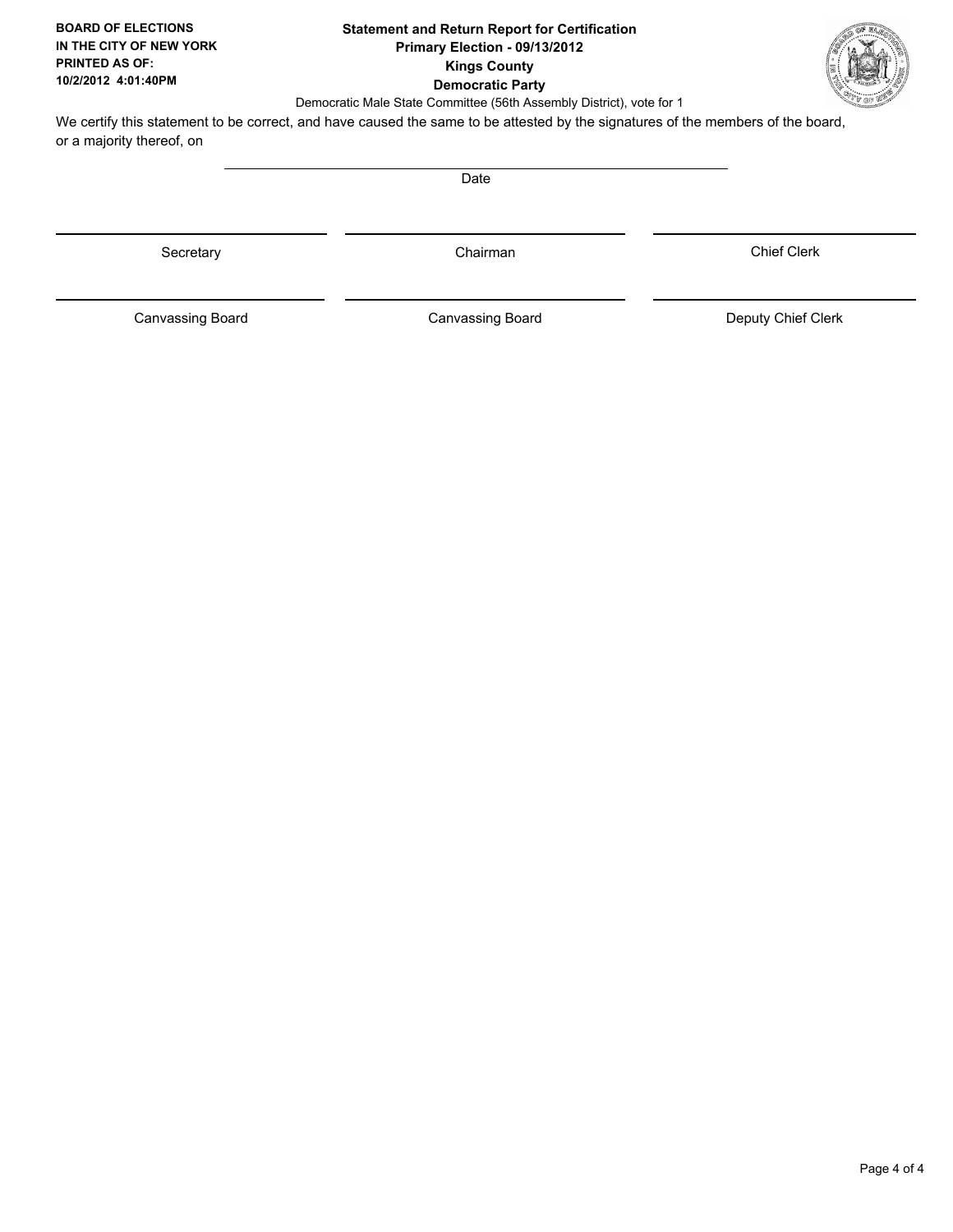**BOARD OF ELECTIONS IN THE CITY OF NEW YORK**
**PRINTED AS OF:**
**10/2/2012 4:01:40PM**

**Statement and Return Report for Certification**
**Primary Election - 09/13/2012**
**Kings County**
**Democratic Party**

Democratic Male State Committee (56th Assembly District), vote for 1

We certify this statement to be correct, and have caused the same to be attested by the signatures of the members of the board, or a majority thereof, on

Date

| | | |
|---|---|---|
| Secretary | Chairman | Chief Clerk |
| Canvassing Board | Canvassing Board | Deputy Chief Clerk |